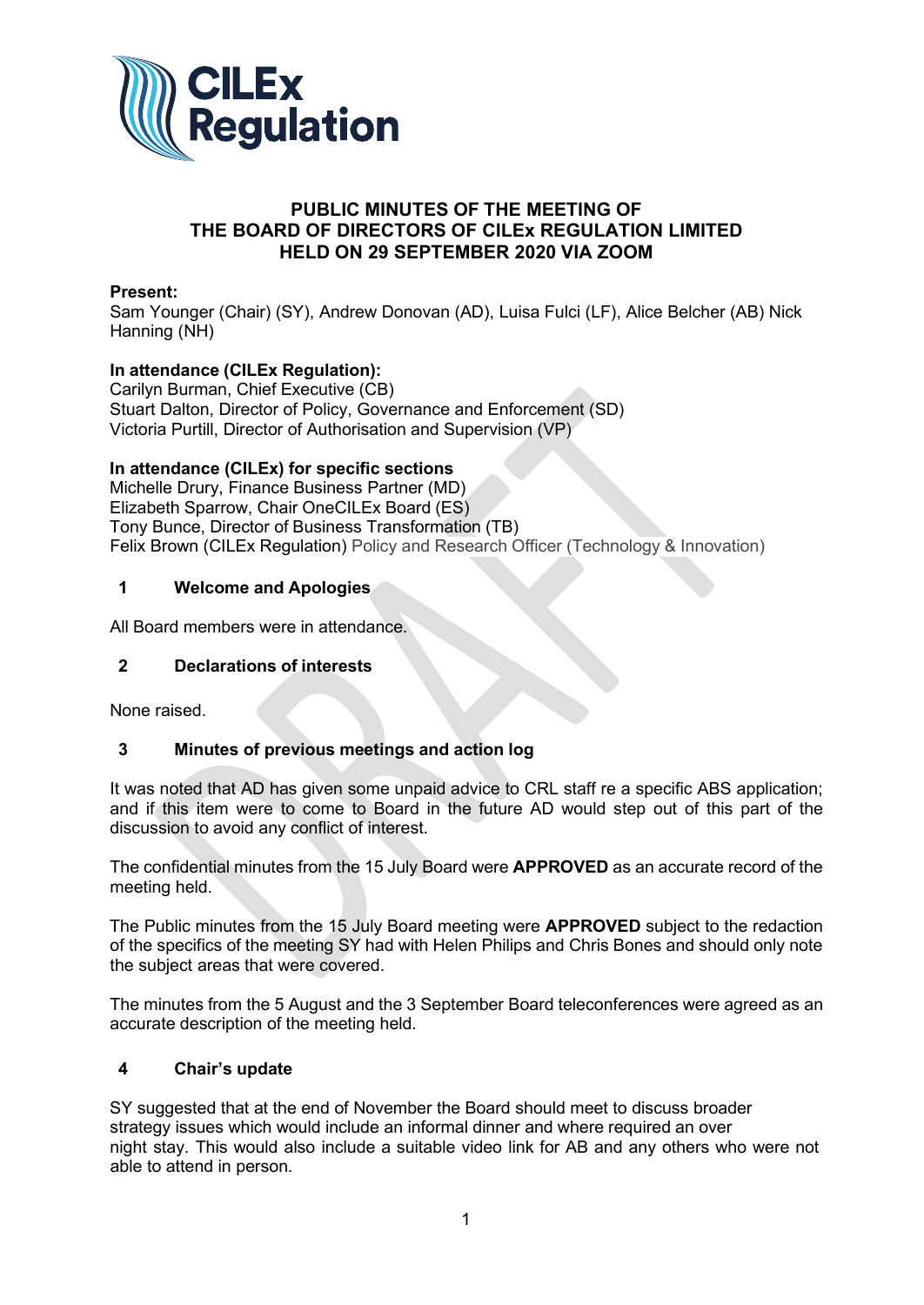# PUBLIC MINUTES OF THE MEETING OF THE BOARD OF DIRECTORS OF CILEx REGULATION LIMITED HELD ON 29 SEPTEMBER 2020 VIA ZOOM

**Present:**
Sam Younger (Chair) (SY), Andrew Donovan (AD), Luisa Fulci (LF), Alice Belcher (AB) Nick Hanning (NH)

**In attendance (CILEx Regulation):**
Carilyn Burman, Chief Executive (CB)
Stuart Dalton, Director of Policy, Governance and Enforcement (SD)
Victoria Purtill, Director of Authorisation and Supervision (VP)

**In attendance (CILEx) for specific sections**
Michelle Drury, Finance Business Partner (MD)
Elizabeth Sparrow, Chair OneCILEx Board (ES)
Tony Bunce, Director of Business Transformation (TB)
Felix Brown (CILEx Regulation) Policy and Research Officer (Technology & Innovation)

## 1 Welcome and Apologies

All Board members were in attendance.

## 2 Declarations of interests

None raised.

## 3 Minutes of previous meetings and action log

It was noted that AD has given some unpaid advice to CRL staff re a specific ABS application; and if this item were to come to Board in the future AD would step out of this part of the discussion to avoid any conflict of interest.

The confidential minutes from the 15 July Board were **APPROVED** as an accurate record of the meeting held.

The Public minutes from the 15 July Board meeting were **APPROVED** subject to the redaction of the specifics of the meeting SY had with Helen Philips and Chris Bones and should only note the subject areas that were covered.

The minutes from the 5 August and the 3 September Board teleconferences were agreed as an accurate description of the meeting held.

## 4 Chair's update

SY suggested that at the end of November the Board should meet to discuss broader strategy issues which would include an informal dinner and where required an over night stay. This would also include a suitable video link for AB and any others who were not able to attend in person.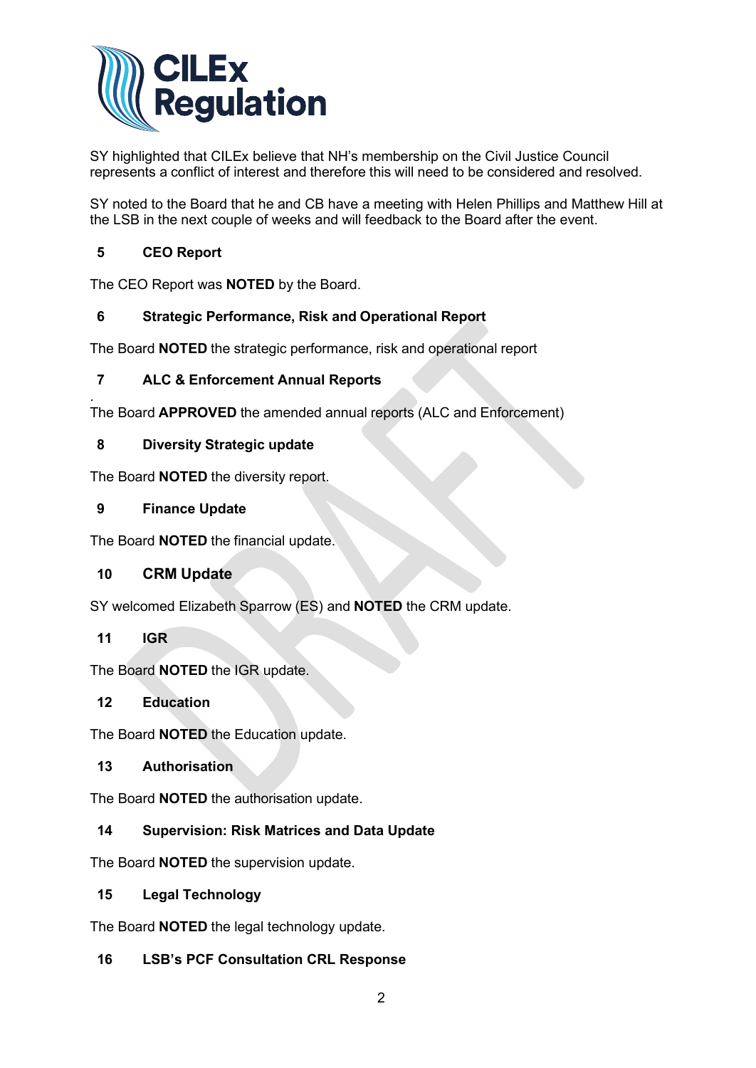SY highlighted that CILEx believe that NH's membership on the Civil Justice Council represents a conflict of interest and therefore this will need to be considered and resolved.

SY noted to the Board that he and CB have a meeting with Helen Phillips and Matthew Hill at the LSB in the next couple of weeks and will feedback to the Board after the event.

## 5 CEO Report

The CEO Report was **NOTED** by the Board.

## 6 Strategic Performance, Risk and Operational Report

The Board **NOTED** the strategic performance, risk and operational report

## 7 ALC & Enforcement Annual Reports

.
The Board **APPROVED** the amended annual reports (ALC and Enforcement)

## 8 Diversity Strategic update

The Board **NOTED** the diversity report.

## 9 Finance Update

The Board **NOTED** the financial update.

## 10 CRM Update

SY welcomed Elizabeth Sparrow (ES) and **NOTED** the CRM update.

## 11 IGR

The Board **NOTED** the IGR update.

## 12 Education

The Board **NOTED** the Education update.

## 13 Authorisation

The Board **NOTED** the authorisation update.

## 14 Supervision: Risk Matrices and Data Update

The Board **NOTED** the supervision update.

## 15 Legal Technology

The Board **NOTED** the legal technology update.

## 16 LSB's PCF Consultation CRL Response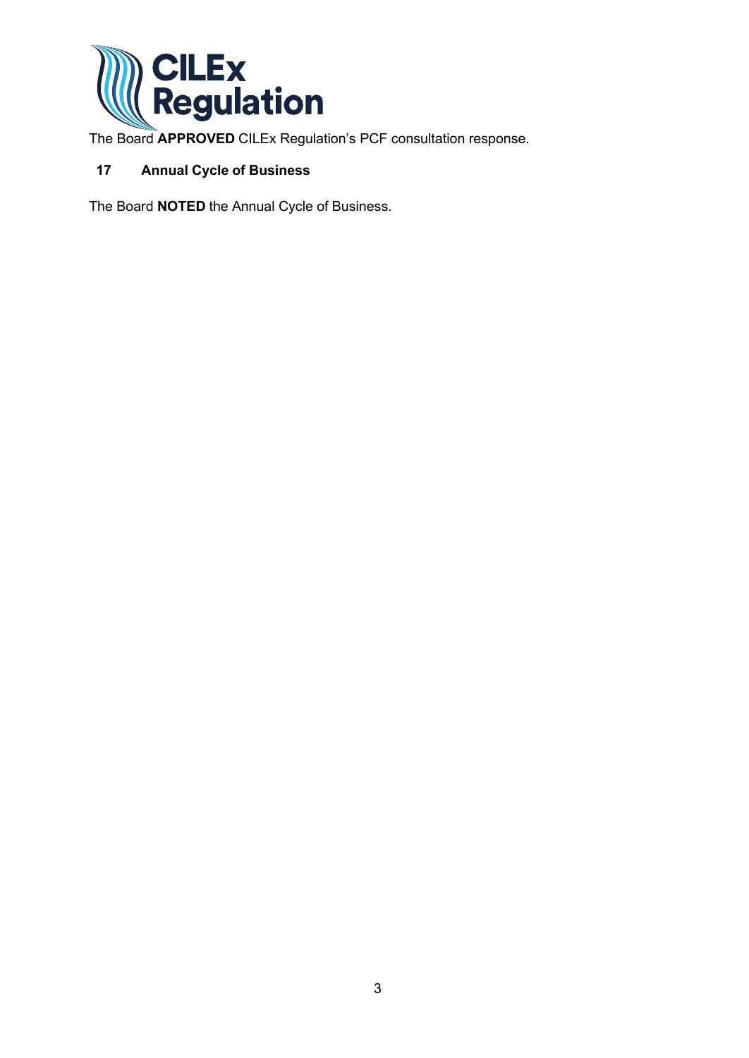The Board **APPROVED** CILEx Regulation's PCF consultation response.

## 17 Annual Cycle of Business

The Board **NOTED** the Annual Cycle of Business.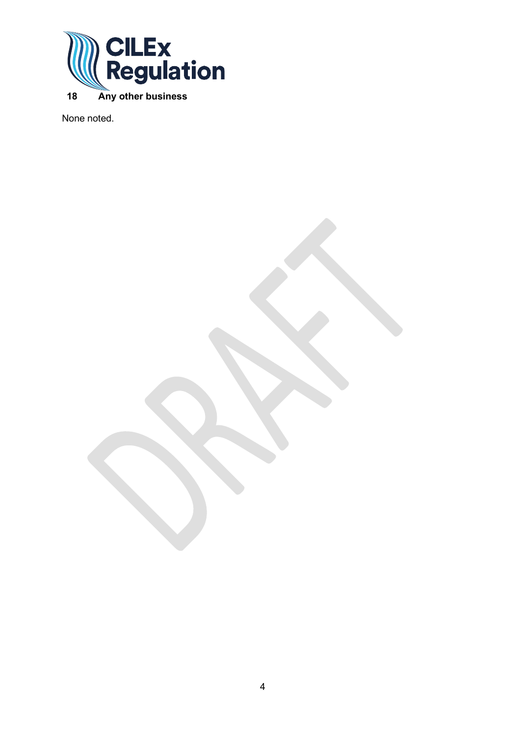## 18 Any other business

None noted.